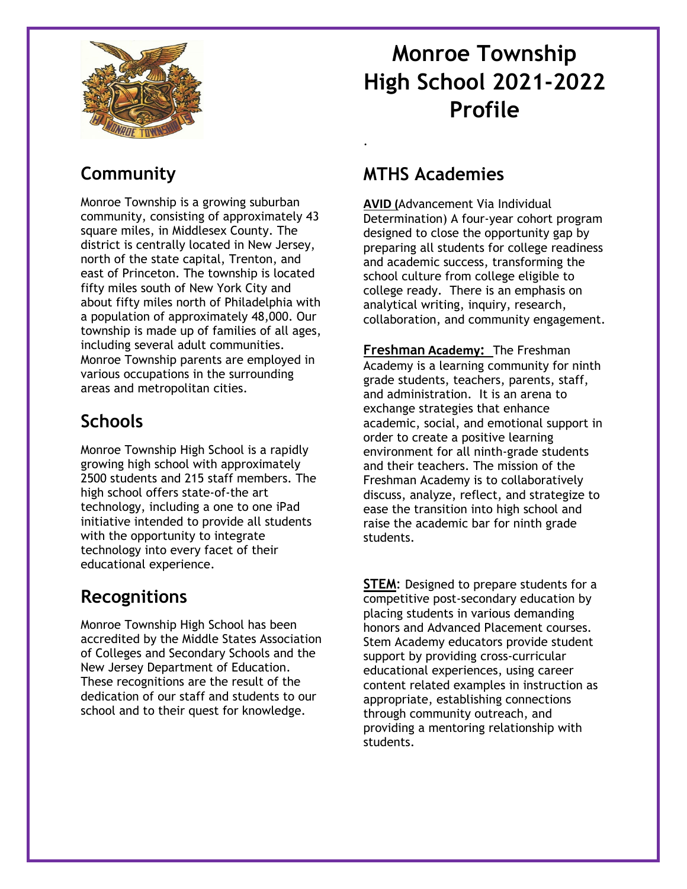# Monroe Township High School 2021-2022 Profile

## Community

Monroe Township is a growing suburban community, consisting of approximately 43 square miles, in Middlesex County. The district is centrally located in New Jersey, north of the state capital, Trenton, and east of Princeton. The township is located fifty miles south of New York City and about fifty miles north of Philadelphia with a population of approximately 48,000. Our township is made up of families of all ages, including several adult communities. Monroe Township parents are employed in various occupations in the surrounding areas and metropolitan cities.

## Schools

Monroe Township High School is a rapidly growing high school with approximately 2500 students and 215 staff members. The high school offers state-of-the art technology, including a one to one iPad initiative intended to provide all students with the opportunity to integrate technology into every facet of their educational experience.

## Recognitions

Monroe Township High School has been accredited by the Middle States Association of Colleges and Secondary Schools and the New Jersey Department of Education. These recognitions are the result of the dedication of our staff and students to our school and to their quest for knowledge.

## MTHS Academies

**AVID (**Advancement Via Individual Determination) A four-year cohort program designed to close the opportunity gap by preparing all students for college readiness and academic success, transforming the school culture from college eligible to college ready. There is an emphasis on analytical writing, inquiry, research, collaboration, and community engagement.

**Freshman Academy:** The Freshman Academy is a learning community for ninth grade students, teachers, parents, staff, and administration. It is an arena to exchange strategies that enhance academic, social, and emotional support in order to create a positive learning environment for all ninth-grade students and their teachers. The mission of the Freshman Academy is to collaboratively discuss, analyze, reflect, and strategize to ease the transition into high school and raise the academic bar for ninth grade students.

**STEM**: Designed to prepare students for a competitive post-secondary education by placing students in various demanding honors and Advanced Placement courses. Stem Academy educators provide student support by providing cross-curricular educational experiences, using career content related examples in instruction as appropriate, establishing connections through community outreach, and providing a mentoring relationship with students.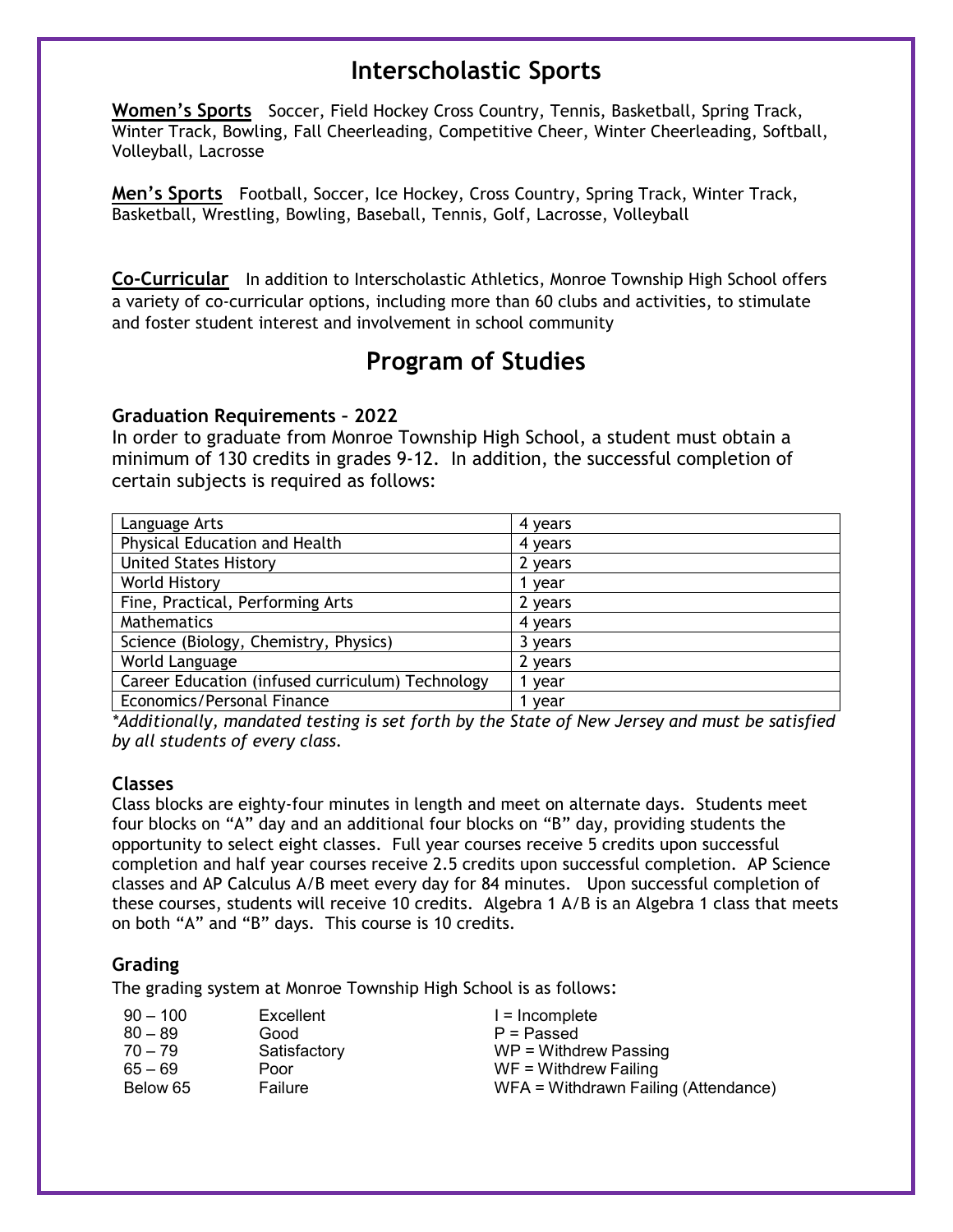# Interscholastic Sports

**Women's Sports** Soccer, Field Hockey Cross Country, Tennis, Basketball, Spring Track, Winter Track, Bowling, Fall Cheerleading, Competitive Cheer, Winter Cheerleading, Softball, Volleyball, Lacrosse

**Men's Sports** Football, Soccer, Ice Hockey, Cross Country, Spring Track, Winter Track, Basketball, Wrestling, Bowling, Baseball, Tennis, Golf, Lacrosse, Volleyball

**Co-Curricular** In addition to Interscholastic Athletics, Monroe Township High School offers a variety of co-curricular options, including more than 60 clubs and activities, to stimulate and foster student interest and involvement in school community

# Program of Studies

### Graduation Requirements – 2022

In order to graduate from Monroe Township High School, a student must obtain a minimum of 130 credits in grades 9-12. In addition, the successful completion of certain subjects is required as follows:

| Subject | Requirement |
|---|---|
| Language Arts | 4 years |
| Physical Education and Health | 4 years |
| United States History | 2 years |
| World History | 1 year |
| Fine, Practical, Performing Arts | 2 years |
| Mathematics | 4 years |
| Science (Biology, Chemistry, Physics) | 3 years |
| World Language | 2 years |
| Career Education (infused curriculum) Technology | 1 year |
| Economics/Personal Finance | 1 year |

*\*Additionally, mandated testing is set forth by the State of New Jersey and must be satisfied by all students of every class.*

### Classes

Class blocks are eighty-four minutes in length and meet on alternate days. Students meet four blocks on "A" day and an additional four blocks on "B" day, providing students the opportunity to select eight classes. Full year courses receive 5 credits upon successful completion and half year courses receive 2.5 credits upon successful completion. AP Science classes and AP Calculus A/B meet every day for 84 minutes. Upon successful completion of these courses, students will receive 10 credits. Algebra 1 A/B is an Algebra 1 class that meets on both "A" and "B" days. This course is 10 credits.

### Grading

The grading system at Monroe Township High School is as follows:

| Grade | Description |
|---|---|
| 90 – 100 | Excellent |
| 80 – 89 | Good |
| 70 – 79 | Satisfactory |
| 65 – 69 | Poor |
| Below 65 | Failure |

- I = Incomplete
- P = Passed
- WP = Withdrew Passing
- WF = Withdrew Failing
- WFA = Withdrawn Failing (Attendance)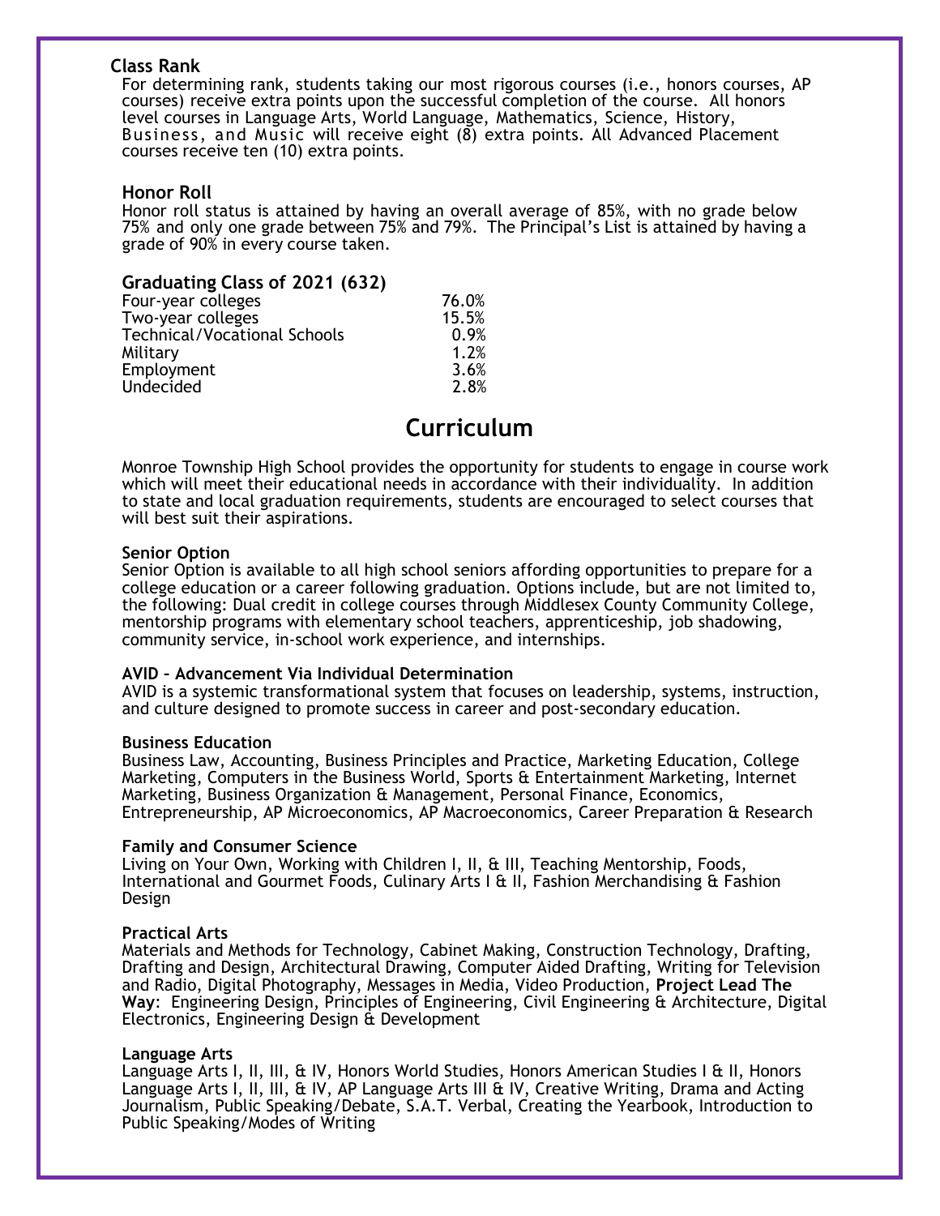### Class Rank

For determining rank, students taking our most rigorous courses (i.e., honors courses, AP courses) receive extra points upon the successful completion of the course. All honors level courses in Language Arts, World Language, Mathematics, Science, History, Business, and Music will receive eight (8) extra points. All Advanced Placement courses receive ten (10) extra points.

### Honor Roll

Honor roll status is attained by having an overall average of 85%, with no grade below 75% and only one grade between 75% and 79%. The Principal's List is attained by having a grade of 90% in every course taken.

### Graduating Class of 2021 (632)

| | |
|---|---|
| Four-year colleges | 76.0% |
| Two-year colleges | 15.5% |
| Technical/Vocational Schools | 0.9% |
| Military | 1.2% |
| Employment | 3.6% |
| Undecided | 2.8% |

## Curriculum

Monroe Township High School provides the opportunity for students to engage in course work which will meet their educational needs in accordance with their individuality. In addition to state and local graduation requirements, students are encouraged to select courses that will best suit their aspirations.

**Senior Option**

Senior Option is available to all high school seniors affording opportunities to prepare for a college education or a career following graduation. Options include, but are not limited to, the following: Dual credit in college courses through Middlesex County Community College, mentorship programs with elementary school teachers, apprenticeship, job shadowing, community service, in-school work experience, and internships.

**AVID – Advancement Via Individual Determination**

AVID is a systemic transformational system that focuses on leadership, systems, instruction, and culture designed to promote success in career and post-secondary education.

**Business Education**

Business Law, Accounting, Business Principles and Practice, Marketing Education, College Marketing, Computers in the Business World, Sports & Entertainment Marketing, Internet Marketing, Business Organization & Management, Personal Finance, Economics, Entrepreneurship, AP Microeconomics, AP Macroeconomics, Career Preparation & Research

**Family and Consumer Science**

Living on Your Own, Working with Children I, II, & III, Teaching Mentorship, Foods, International and Gourmet Foods, Culinary Arts I & II, Fashion Merchandising & Fashion Design

**Practical Arts**

Materials and Methods for Technology, Cabinet Making, Construction Technology, Drafting, Drafting and Design, Architectural Drawing, Computer Aided Drafting, Writing for Television and Radio, Digital Photography, Messages in Media, Video Production, **Project Lead The Way**: Engineering Design, Principles of Engineering, Civil Engineering & Architecture, Digital Electronics, Engineering Design & Development

**Language Arts**

Language Arts I, II, III, & IV, Honors World Studies, Honors American Studies I & II, Honors Language Arts I, II, III, & IV, AP Language Arts III & IV, Creative Writing, Drama and Acting Journalism, Public Speaking/Debate, S.A.T. Verbal, Creating the Yearbook, Introduction to Public Speaking/Modes of Writing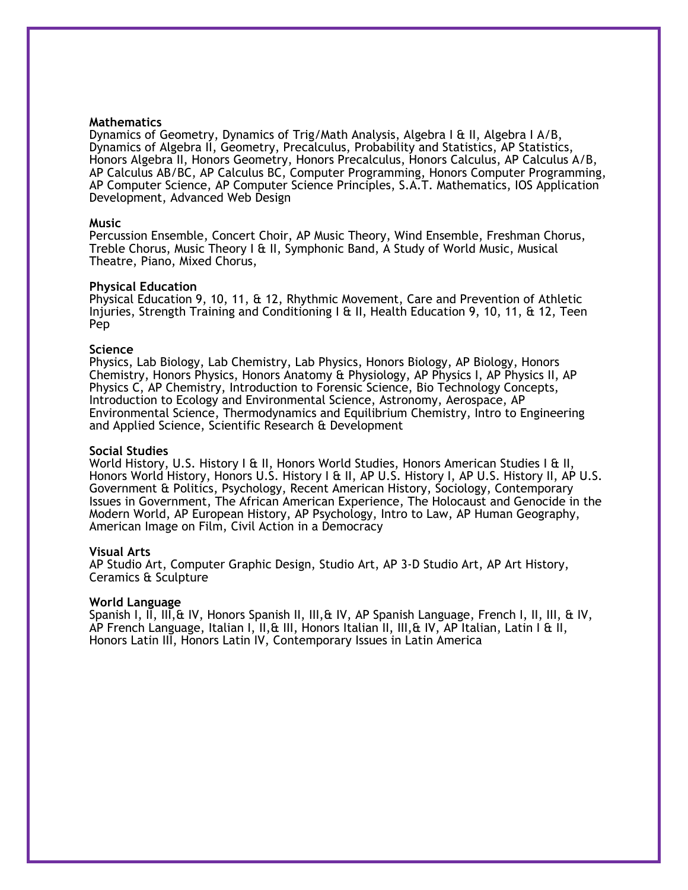**Mathematics**
Dynamics of Geometry, Dynamics of Trig/Math Analysis, Algebra I & II, Algebra I A/B, Dynamics of Algebra II, Geometry, Precalculus, Probability and Statistics, AP Statistics, Honors Algebra II, Honors Geometry, Honors Precalculus, Honors Calculus, AP Calculus A/B, AP Calculus AB/BC, AP Calculus BC, Computer Programming, Honors Computer Programming, AP Computer Science, AP Computer Science Principles, S.A.T. Mathematics, IOS Application Development, Advanced Web Design

**Music**
Percussion Ensemble, Concert Choir, AP Music Theory, Wind Ensemble, Freshman Chorus, Treble Chorus, Music Theory I & II, Symphonic Band, A Study of World Music, Musical Theatre, Piano, Mixed Chorus,

**Physical Education**
Physical Education 9, 10, 11, & 12, Rhythmic Movement, Care and Prevention of Athletic Injuries, Strength Training and Conditioning I & II, Health Education 9, 10, 11, & 12, Teen Pep

**Science**
Physics, Lab Biology, Lab Chemistry, Lab Physics, Honors Biology, AP Biology, Honors Chemistry, Honors Physics, Honors Anatomy & Physiology, AP Physics I, AP Physics II, AP Physics C, AP Chemistry, Introduction to Forensic Science, Bio Technology Concepts, Introduction to Ecology and Environmental Science, Astronomy, Aerospace, AP Environmental Science, Thermodynamics and Equilibrium Chemistry, Intro to Engineering and Applied Science, Scientific Research & Development

**Social Studies**
World History, U.S. History I & II, Honors World Studies, Honors American Studies I & II, Honors World History, Honors U.S. History I & II, AP U.S. History I, AP U.S. History II, AP U.S. Government & Politics, Psychology, Recent American History, Sociology, Contemporary Issues in Government, The African American Experience, The Holocaust and Genocide in the Modern World, AP European History, AP Psychology, Intro to Law, AP Human Geography, American Image on Film, Civil Action in a Democracy

**Visual Arts**
AP Studio Art, Computer Graphic Design, Studio Art, AP 3-D Studio Art, AP Art History, Ceramics & Sculpture

**World Language**
Spanish I, II, III,& IV, Honors Spanish II, III,& IV, AP Spanish Language, French I, II, III, & IV, AP French Language, Italian I, II,& III, Honors Italian II, III,& IV, AP Italian, Latin I & II, Honors Latin III, Honors Latin IV, Contemporary Issues in Latin America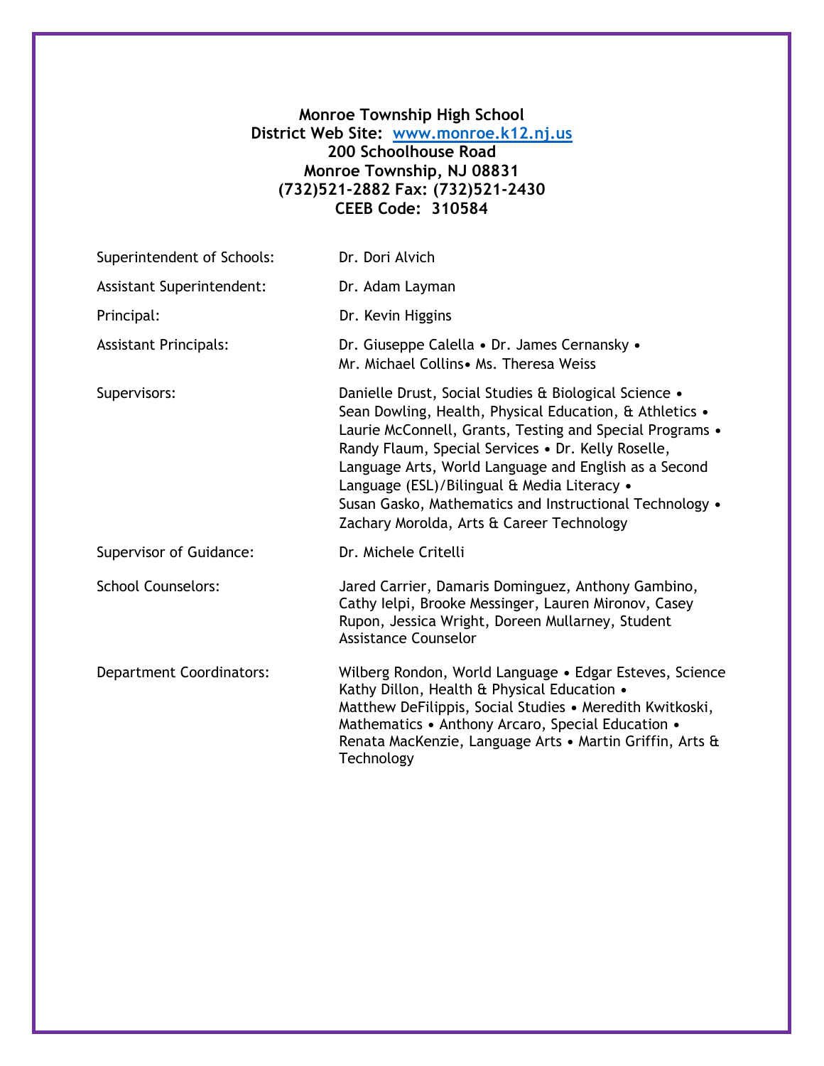**Monroe Township High School**
**District Web Site: [www.monroe.k12.nj.us](http://www.monroe.k12.nj.us)**
**200 Schoolhouse Road**
**Monroe Township, NJ 08831**
**(732)521-2882 Fax: (732)521-2430**
**CEEB Code: 310584**

| | |
|---|---|
| Superintendent of Schools: | Dr. Dori Alvich |
| Assistant Superintendent: | Dr. Adam Layman |
| Principal: | Dr. Kevin Higgins |
| Assistant Principals: | Dr. Giuseppe Calella • Dr. James Cernansky • Mr. Michael Collins• Ms. Theresa Weiss |
| Supervisors: | Danielle Drust, Social Studies & Biological Science • Sean Dowling, Health, Physical Education, & Athletics • Laurie McConnell, Grants, Testing and Special Programs • Randy Flaum, Special Services • Dr. Kelly Roselle, Language Arts, World Language and English as a Second Language (ESL)/Bilingual & Media Literacy • Susan Gasko, Mathematics and Instructional Technology • Zachary Morolda, Arts & Career Technology |
| Supervisor of Guidance: | Dr. Michele Critelli |
| School Counselors: | Jared Carrier, Damaris Dominguez, Anthony Gambino, Cathy Ielpi, Brooke Messinger, Lauren Mironov, Casey Rupon, Jessica Wright, Doreen Mullarney, Student Assistance Counselor |
| Department Coordinators: | Wilberg Rondon, World Language • Edgar Esteves, Science Kathy Dillon, Health & Physical Education • Matthew DeFilippis, Social Studies • Meredith Kwitkoski, Mathematics • Anthony Arcaro, Special Education • Renata MacKenzie, Language Arts • Martin Griffin, Arts & Technology |